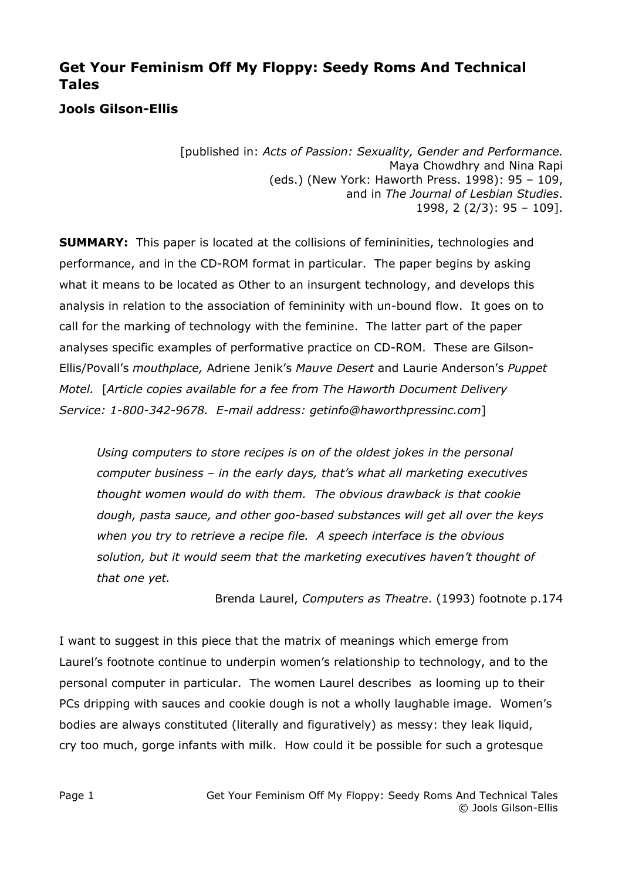# Get Your Feminism Off My Floppy: Seedy Roms And Technical Tales

**Jools Gilson-Ellis**

[published in: *Acts of Passion: Sexuality, Gender and Performance.* Maya Chowdhry and Nina Rapi (eds.) (New York: Haworth Press. 1998): 95 – 109, and in *The Journal of Lesbian Studies*. 1998, 2 (2/3): 95 – 109].

**SUMMARY:** This paper is located at the collisions of femininities, technologies and performance, and in the CD-ROM format in particular. The paper begins by asking what it means to be located as Other to an insurgent technology, and develops this analysis in relation to the association of femininity with un-bound flow. It goes on to call for the marking of technology with the feminine. The latter part of the paper analyses specific examples of performative practice on CD-ROM. These are Gilson-Ellis/Povall's *mouthplace,* Adriene Jenik's *Mauve Desert* and Laurie Anderson's *Puppet Motel.* [*Article copies available for a fee from The Haworth Document Delivery Service: 1-800-342-9678. E-mail address: getinfo@haworthpressinc.com*]

> *Using computers to store recipes is on of the oldest jokes in the personal computer business – in the early days, that's what all marketing executives thought women would do with them. The obvious drawback is that cookie dough, pasta sauce, and other goo-based substances will get all over the keys when you try to retrieve a recipe file. A speech interface is the obvious solution, but it would seem that the marketing executives haven't thought of that one yet.*
>
> Brenda Laurel, *Computers as Theatre*. (1993) footnote p.174

I want to suggest in this piece that the matrix of meanings which emerge from Laurel's footnote continue to underpin women's relationship to technology, and to the personal computer in particular. The women Laurel describes as looming up to their PCs dripping with sauces and cookie dough is not a wholly laughable image. Women's bodies are always constituted (literally and figuratively) as messy: they leak liquid, cry too much, gorge infants with milk. How could it be possible for such a grotesque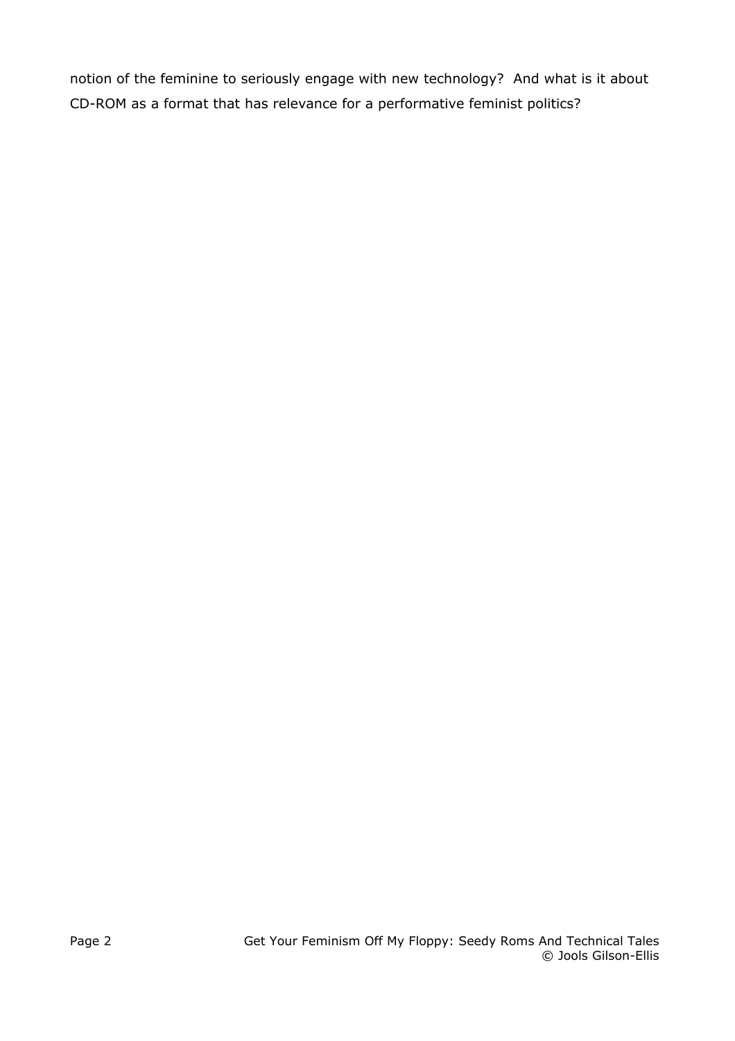notion of the feminine to seriously engage with new technology? And what is it about CD-ROM as a format that has relevance for a performative feminist politics?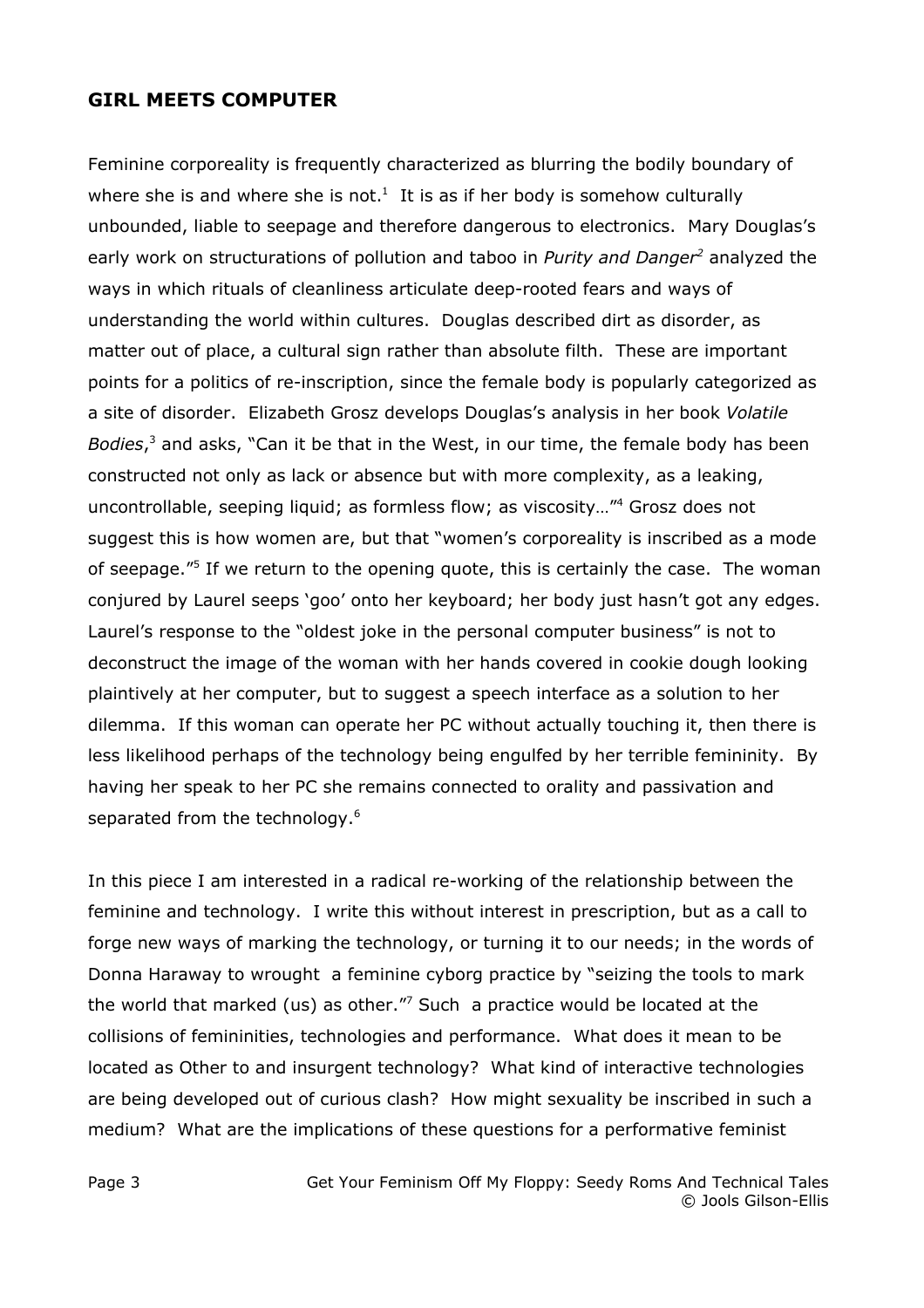## GIRL MEETS COMPUTER

Feminine corporeality is frequently characterized as blurring the bodily boundary of where she is and where she is not.[1] It is as if her body is somehow culturally unbounded, liable to seepage and therefore dangerous to electronics. Mary Douglas's early work on structurations of pollution and taboo in *Purity and Danger*[2] analyzed the ways in which rituals of cleanliness articulate deep-rooted fears and ways of understanding the world within cultures. Douglas described dirt as disorder, as matter out of place, a cultural sign rather than absolute filth. These are important points for a politics of re-inscription, since the female body is popularly categorized as a site of disorder. Elizabeth Grosz develops Douglas's analysis in her book *Volatile Bodies*,[3] and asks, "Can it be that in the West, in our time, the female body has been constructed not only as lack or absence but with more complexity, as a leaking, uncontrollable, seeping liquid; as formless flow; as viscosity…"[4] Grosz does not suggest this is how women are, but that "women's corporeality is inscribed as a mode of seepage."[5] If we return to the opening quote, this is certainly the case. The woman conjured by Laurel seeps 'goo' onto her keyboard; her body just hasn't got any edges. Laurel's response to the "oldest joke in the personal computer business" is not to deconstruct the image of the woman with her hands covered in cookie dough looking plaintively at her computer, but to suggest a speech interface as a solution to her dilemma. If this woman can operate her PC without actually touching it, then there is less likelihood perhaps of the technology being engulfed by her terrible femininity. By having her speak to her PC she remains connected to orality and passivation and separated from the technology.[6]

In this piece I am interested in a radical re-working of the relationship between the feminine and technology. I write this without interest in prescription, but as a call to forge new ways of marking the technology, or turning it to our needs; in the words of Donna Haraway to wrought a feminine cyborg practice by "seizing the tools to mark the world that marked (us) as other."[7] Such a practice would be located at the collisions of femininities, technologies and performance. What does it mean to be located as Other to and insurgent technology? What kind of interactive technologies are being developed out of curious clash? How might sexuality be inscribed in such a medium? What are the implications of these questions for a performative feminist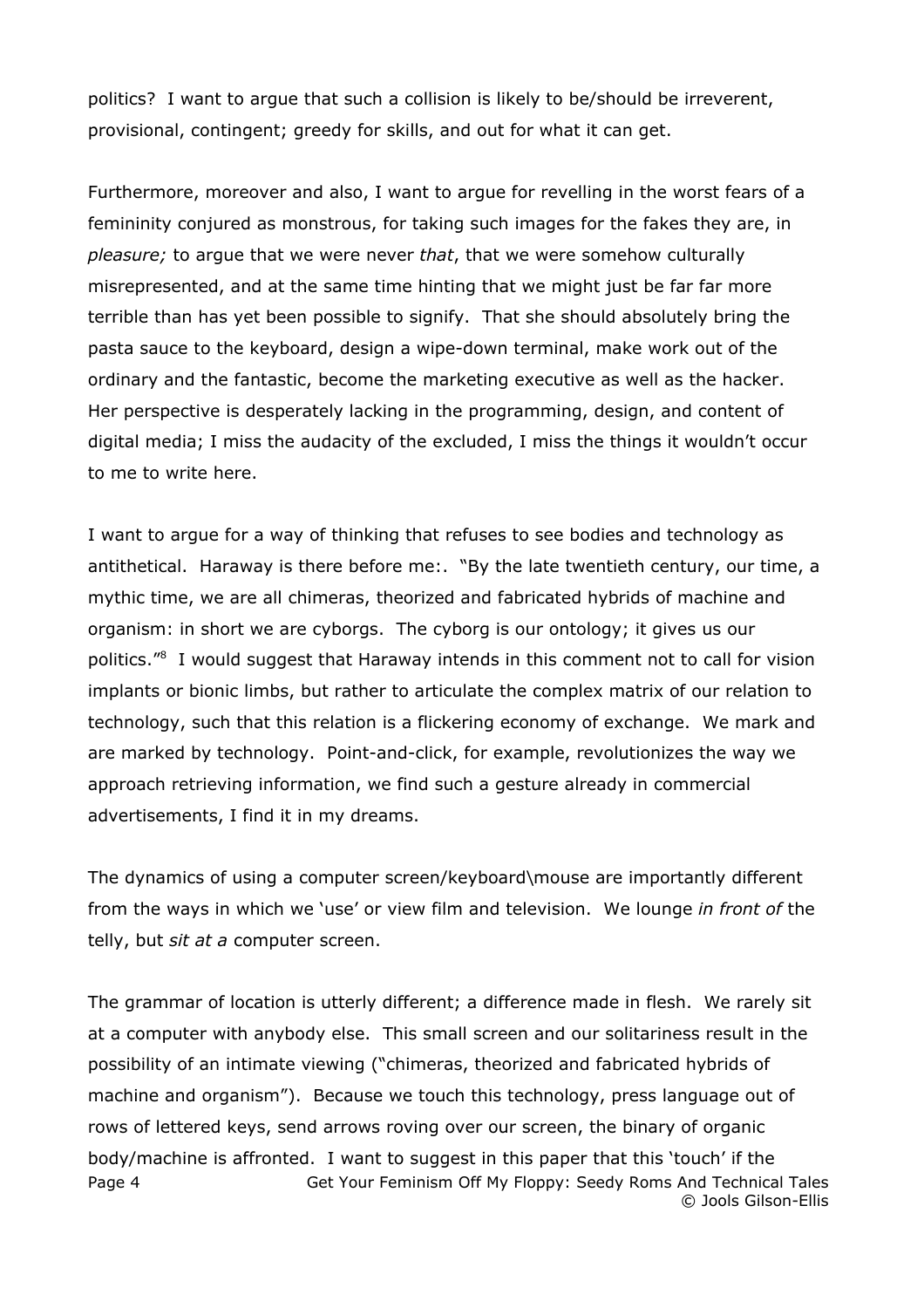politics? I want to argue that such a collision is likely to be/should be irreverent, provisional, contingent; greedy for skills, and out for what it can get.

Furthermore, moreover and also, I want to argue for revelling in the worst fears of a femininity conjured as monstrous, for taking such images for the fakes they are, in *pleasure;* to argue that we were never *that*, that we were somehow culturally misrepresented, and at the same time hinting that we might just be far far more terrible than has yet been possible to signify. That she should absolutely bring the pasta sauce to the keyboard, design a wipe-down terminal, make work out of the ordinary and the fantastic, become the marketing executive as well as the hacker. Her perspective is desperately lacking in the programming, design, and content of digital media; I miss the audacity of the excluded, I miss the things it wouldn't occur to me to write here.

I want to argue for a way of thinking that refuses to see bodies and technology as antithetical. Haraway is there before me:. "By the late twentieth century, our time, a mythic time, we are all chimeras, theorized and fabricated hybrids of machine and organism: in short we are cyborgs. The cyborg is our ontology; it gives us our politics."[8] I would suggest that Haraway intends in this comment not to call for vision implants or bionic limbs, but rather to articulate the complex matrix of our relation to technology, such that this relation is a flickering economy of exchange. We mark and are marked by technology. Point-and-click, for example, revolutionizes the way we approach retrieving information, we find such a gesture already in commercial advertisements, I find it in my dreams.

The dynamics of using a computer screen/keyboard\mouse are importantly different from the ways in which we 'use' or view film and television. We lounge *in front of* the telly, but *sit at a* computer screen.

The grammar of location is utterly different; a difference made in flesh. We rarely sit at a computer with anybody else. This small screen and our solitariness result in the possibility of an intimate viewing ("chimeras, theorized and fabricated hybrids of machine and organism"). Because we touch this technology, press language out of rows of lettered keys, send arrows roving over our screen, the binary of organic body/machine is affronted. I want to suggest in this paper that this 'touch' if the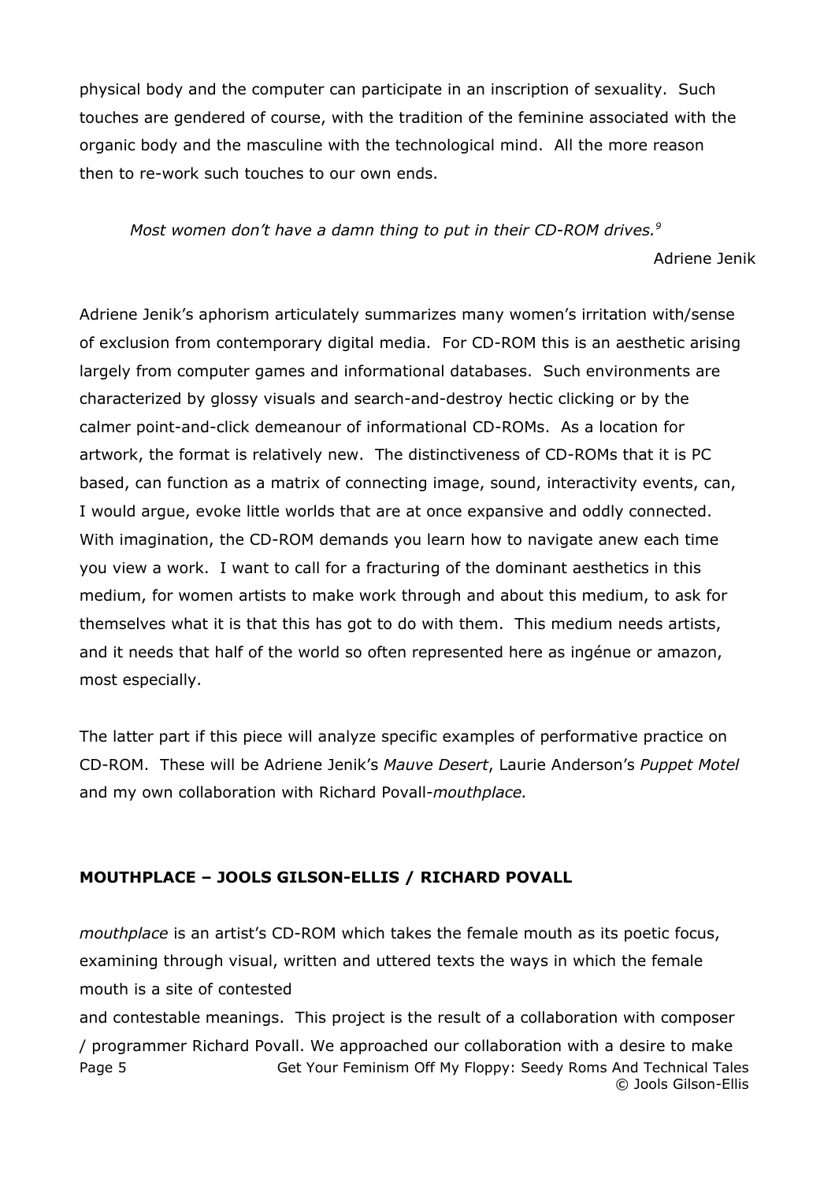physical body and the computer can participate in an inscription of sexuality. Such touches are gendered of course, with the tradition of the feminine associated with the organic body and the masculine with the technological mind. All the more reason then to re-work such touches to our own ends.

> *Most women don't have a damn thing to put in their CD-ROM drives.*[9]
>
> Adriene Jenik

Adriene Jenik's aphorism articulately summarizes many women's irritation with/sense of exclusion from contemporary digital media. For CD-ROM this is an aesthetic arising largely from computer games and informational databases. Such environments are characterized by glossy visuals and search-and-destroy hectic clicking or by the calmer point-and-click demeanour of informational CD-ROMs. As a location for artwork, the format is relatively new. The distinctiveness of CD-ROMs that it is PC based, can function as a matrix of connecting image, sound, interactivity events, can, I would argue, evoke little worlds that are at once expansive and oddly connected. With imagination, the CD-ROM demands you learn how to navigate anew each time you view a work. I want to call for a fracturing of the dominant aesthetics in this medium, for women artists to make work through and about this medium, to ask for themselves what it is that this has got to do with them. This medium needs artists, and it needs that half of the world so often represented here as ingénue or amazon, most especially.

The latter part if this piece will analyze specific examples of performative practice on CD-ROM. These will be Adriene Jenik's *Mauve Desert*, Laurie Anderson's *Puppet Motel* and my own collaboration with Richard Povall-*mouthplace.*

## MOUTHPLACE – JOOLS GILSON-ELLIS / RICHARD POVALL

*mouthplace* is an artist's CD-ROM which takes the female mouth as its poetic focus, examining through visual, written and uttered texts the ways in which the female mouth is a site of contested and contestable meanings. This project is the result of a collaboration with composer / programmer Richard Povall. We approached our collaboration with a desire to make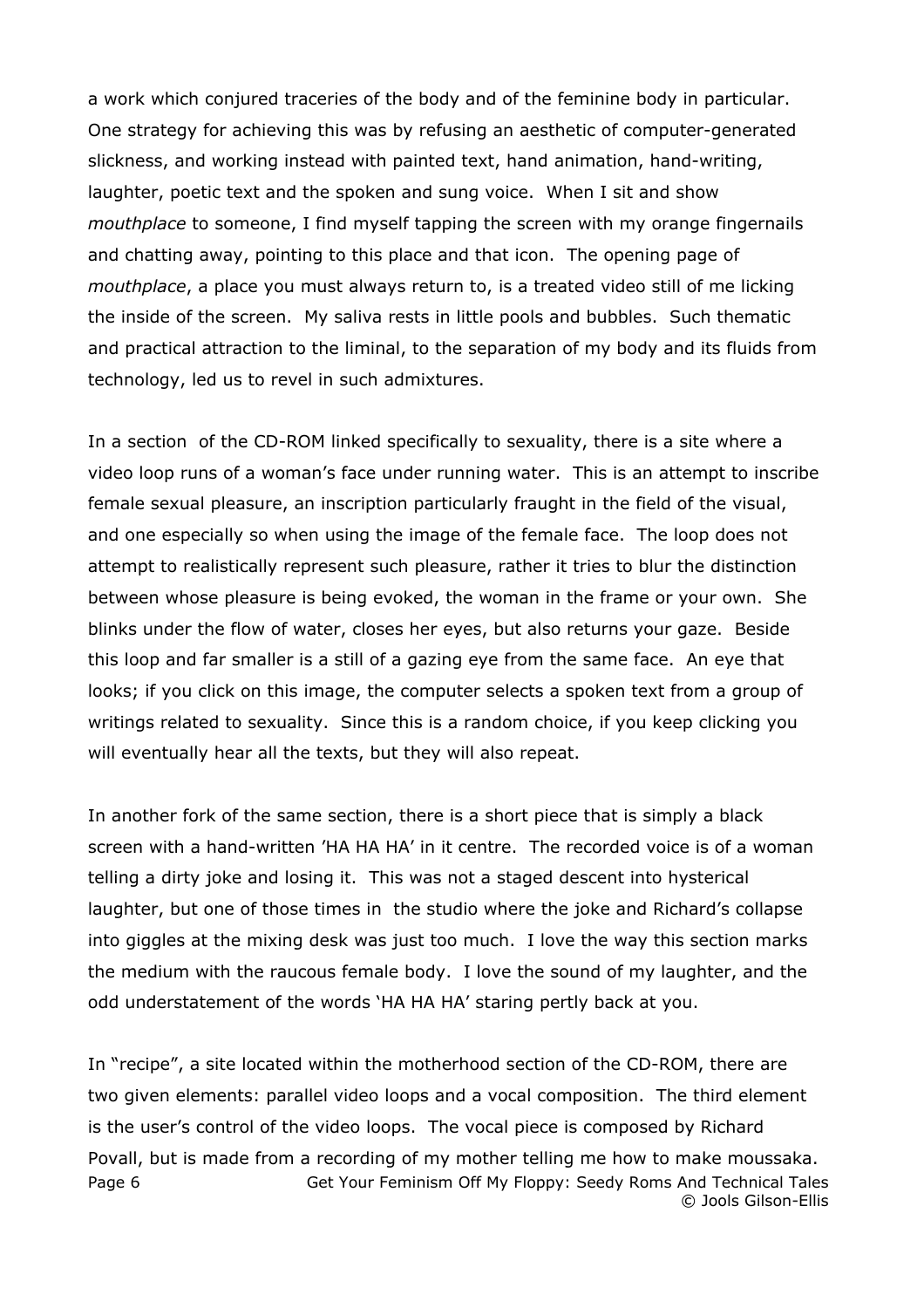a work which conjured traceries of the body and of the feminine body in particular. One strategy for achieving this was by refusing an aesthetic of computer-generated slickness, and working instead with painted text, hand animation, hand-writing, laughter, poetic text and the spoken and sung voice. When I sit and show *mouthplace* to someone, I find myself tapping the screen with my orange fingernails and chatting away, pointing to this place and that icon. The opening page of *mouthplace*, a place you must always return to, is a treated video still of me licking the inside of the screen. My saliva rests in little pools and bubbles. Such thematic and practical attraction to the liminal, to the separation of my body and its fluids from technology, led us to revel in such admixtures.

In a section of the CD-ROM linked specifically to sexuality, there is a site where a video loop runs of a woman's face under running water. This is an attempt to inscribe female sexual pleasure, an inscription particularly fraught in the field of the visual, and one especially so when using the image of the female face. The loop does not attempt to realistically represent such pleasure, rather it tries to blur the distinction between whose pleasure is being evoked, the woman in the frame or your own. She blinks under the flow of water, closes her eyes, but also returns your gaze. Beside this loop and far smaller is a still of a gazing eye from the same face. An eye that looks; if you click on this image, the computer selects a spoken text from a group of writings related to sexuality. Since this is a random choice, if you keep clicking you will eventually hear all the texts, but they will also repeat.

In another fork of the same section, there is a short piece that is simply a black screen with a hand-written 'HA HA HA' in it centre. The recorded voice is of a woman telling a dirty joke and losing it. This was not a staged descent into hysterical laughter, but one of those times in the studio where the joke and Richard's collapse into giggles at the mixing desk was just too much. I love the way this section marks the medium with the raucous female body. I love the sound of my laughter, and the odd understatement of the words 'HA HA HA' staring pertly back at you.

In "recipe", a site located within the motherhood section of the CD-ROM, there are two given elements: parallel video loops and a vocal composition. The third element is the user's control of the video loops. The vocal piece is composed by Richard Povall, but is made from a recording of my mother telling me how to make moussaka.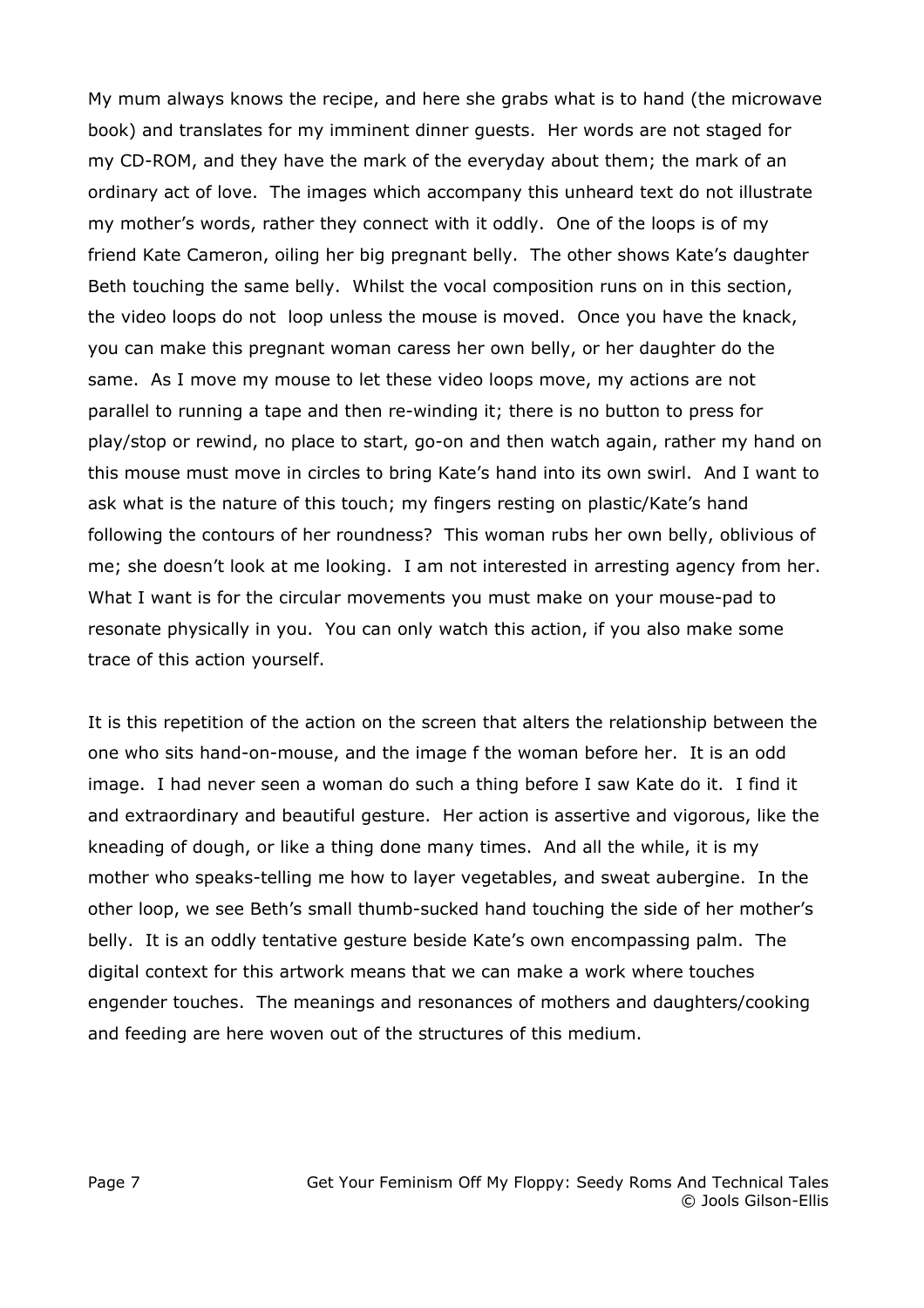My mum always knows the recipe, and here she grabs what is to hand (the microwave book) and translates for my imminent dinner guests. Her words are not staged for my CD-ROM, and they have the mark of the everyday about them; the mark of an ordinary act of love. The images which accompany this unheard text do not illustrate my mother's words, rather they connect with it oddly. One of the loops is of my friend Kate Cameron, oiling her big pregnant belly. The other shows Kate's daughter Beth touching the same belly. Whilst the vocal composition runs on in this section, the video loops do not loop unless the mouse is moved. Once you have the knack, you can make this pregnant woman caress her own belly, or her daughter do the same. As I move my mouse to let these video loops move, my actions are not parallel to running a tape and then re-winding it; there is no button to press for play/stop or rewind, no place to start, go-on and then watch again, rather my hand on this mouse must move in circles to bring Kate's hand into its own swirl. And I want to ask what is the nature of this touch; my fingers resting on plastic/Kate's hand following the contours of her roundness? This woman rubs her own belly, oblivious of me; she doesn't look at me looking. I am not interested in arresting agency from her. What I want is for the circular movements you must make on your mouse-pad to resonate physically in you. You can only watch this action, if you also make some trace of this action yourself.

It is this repetition of the action on the screen that alters the relationship between the one who sits hand-on-mouse, and the image f the woman before her. It is an odd image. I had never seen a woman do such a thing before I saw Kate do it. I find it and extraordinary and beautiful gesture. Her action is assertive and vigorous, like the kneading of dough, or like a thing done many times. And all the while, it is my mother who speaks-telling me how to layer vegetables, and sweat aubergine. In the other loop, we see Beth's small thumb-sucked hand touching the side of her mother's belly. It is an oddly tentative gesture beside Kate's own encompassing palm. The digital context for this artwork means that we can make a work where touches engender touches. The meanings and resonances of mothers and daughters/cooking and feeding are here woven out of the structures of this medium.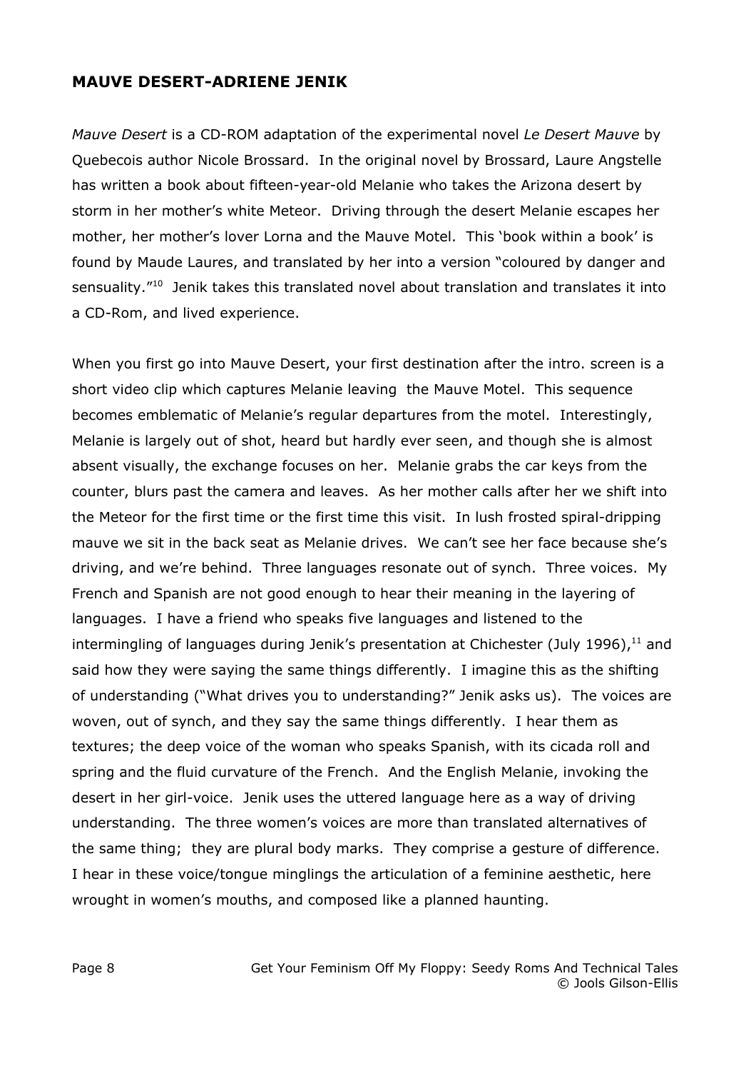## MAUVE DESERT-ADRIENE JENIK

*Mauve Desert* is a CD-ROM adaptation of the experimental novel *Le Desert Mauve* by Quebecois author Nicole Brossard. In the original novel by Brossard, Laure Angstelle has written a book about fifteen-year-old Melanie who takes the Arizona desert by storm in her mother's white Meteor. Driving through the desert Melanie escapes her mother, her mother's lover Lorna and the Mauve Motel. This 'book within a book' is found by Maude Laures, and translated by her into a version "coloured by danger and sensuality."[10] Jenik takes this translated novel about translation and translates it into a CD-Rom, and lived experience.

When you first go into Mauve Desert, your first destination after the intro. screen is a short video clip which captures Melanie leaving the Mauve Motel. This sequence becomes emblematic of Melanie's regular departures from the motel. Interestingly, Melanie is largely out of shot, heard but hardly ever seen, and though she is almost absent visually, the exchange focuses on her. Melanie grabs the car keys from the counter, blurs past the camera and leaves. As her mother calls after her we shift into the Meteor for the first time or the first time this visit. In lush frosted spiral-dripping mauve we sit in the back seat as Melanie drives. We can't see her face because she's driving, and we're behind. Three languages resonate out of synch. Three voices. My French and Spanish are not good enough to hear their meaning in the layering of languages. I have a friend who speaks five languages and listened to the intermingling of languages during Jenik's presentation at Chichester (July 1996),[11] and said how they were saying the same things differently. I imagine this as the shifting of understanding ("What drives you to understanding?" Jenik asks us). The voices are woven, out of synch, and they say the same things differently. I hear them as textures; the deep voice of the woman who speaks Spanish, with its cicada roll and spring and the fluid curvature of the French. And the English Melanie, invoking the desert in her girl-voice. Jenik uses the uttered language here as a way of driving understanding. The three women's voices are more than translated alternatives of the same thing; they are plural body marks. They comprise a gesture of difference. I hear in these voice/tongue minglings the articulation of a feminine aesthetic, here wrought in women's mouths, and composed like a planned haunting.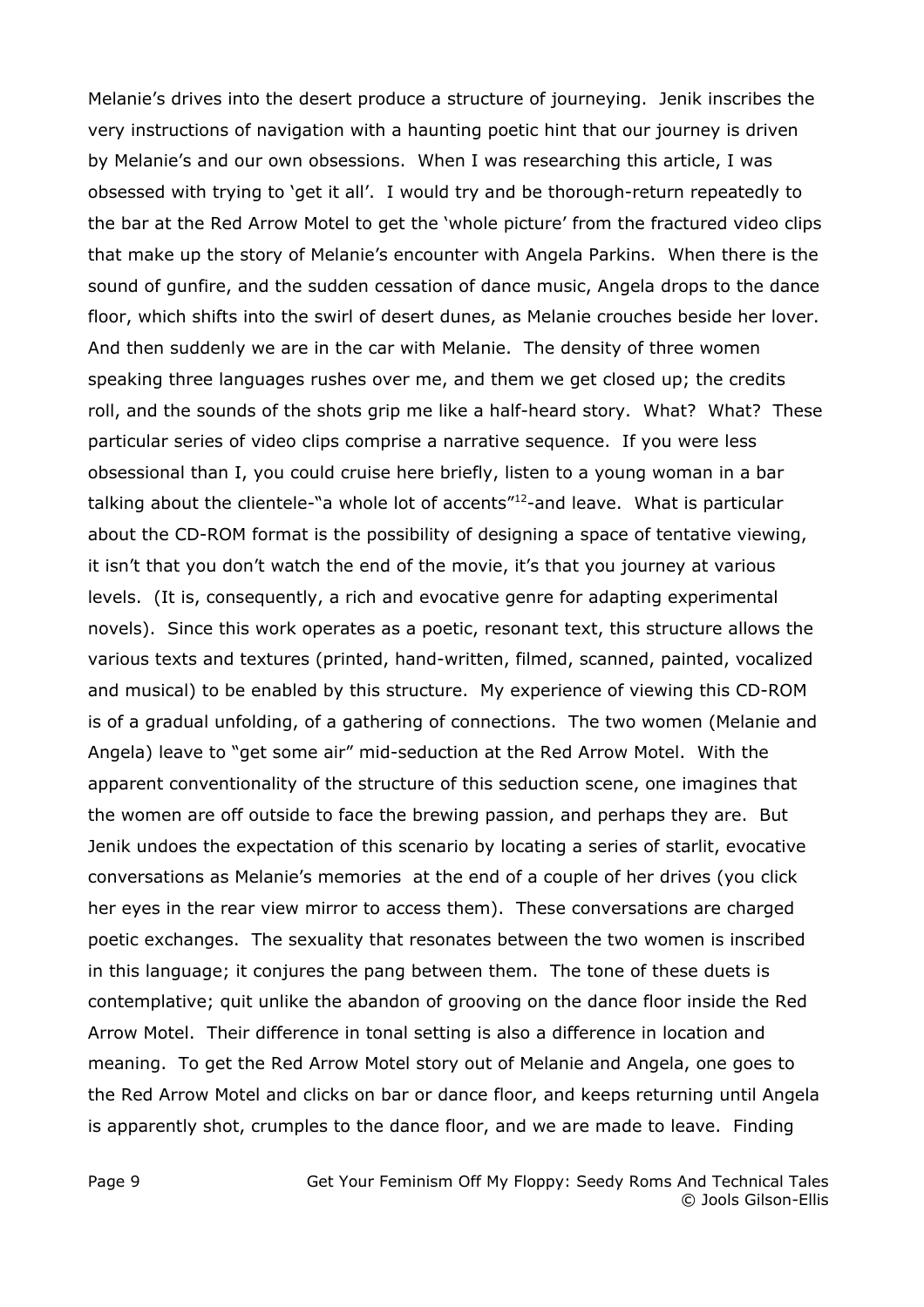Melanie's drives into the desert produce a structure of journeying. Jenik inscribes the very instructions of navigation with a haunting poetic hint that our journey is driven by Melanie's and our own obsessions. When I was researching this article, I was obsessed with trying to 'get it all'. I would try and be thorough-return repeatedly to the bar at the Red Arrow Motel to get the 'whole picture' from the fractured video clips that make up the story of Melanie's encounter with Angela Parkins. When there is the sound of gunfire, and the sudden cessation of dance music, Angela drops to the dance floor, which shifts into the swirl of desert dunes, as Melanie crouches beside her lover. And then suddenly we are in the car with Melanie. The density of three women speaking three languages rushes over me, and them we get closed up; the credits roll, and the sounds of the shots grip me like a half-heard story. What? What? These particular series of video clips comprise a narrative sequence. If you were less obsessional than I, you could cruise here briefly, listen to a young woman in a bar talking about the clientele-"a whole lot of accents"[12]-and leave. What is particular about the CD-ROM format is the possibility of designing a space of tentative viewing, it isn't that you don't watch the end of the movie, it's that you journey at various levels. (It is, consequently, a rich and evocative genre for adapting experimental novels). Since this work operates as a poetic, resonant text, this structure allows the various texts and textures (printed, hand-written, filmed, scanned, painted, vocalized and musical) to be enabled by this structure. My experience of viewing this CD-ROM is of a gradual unfolding, of a gathering of connections. The two women (Melanie and Angela) leave to "get some air" mid-seduction at the Red Arrow Motel. With the apparent conventionality of the structure of this seduction scene, one imagines that the women are off outside to face the brewing passion, and perhaps they are. But Jenik undoes the expectation of this scenario by locating a series of starlit, evocative conversations as Melanie's memories at the end of a couple of her drives (you click her eyes in the rear view mirror to access them). These conversations are charged poetic exchanges. The sexuality that resonates between the two women is inscribed in this language; it conjures the pang between them. The tone of these duets is contemplative; quit unlike the abandon of grooving on the dance floor inside the Red Arrow Motel. Their difference in tonal setting is also a difference in location and meaning. To get the Red Arrow Motel story out of Melanie and Angela, one goes to the Red Arrow Motel and clicks on bar or dance floor, and keeps returning until Angela is apparently shot, crumples to the dance floor, and we are made to leave. Finding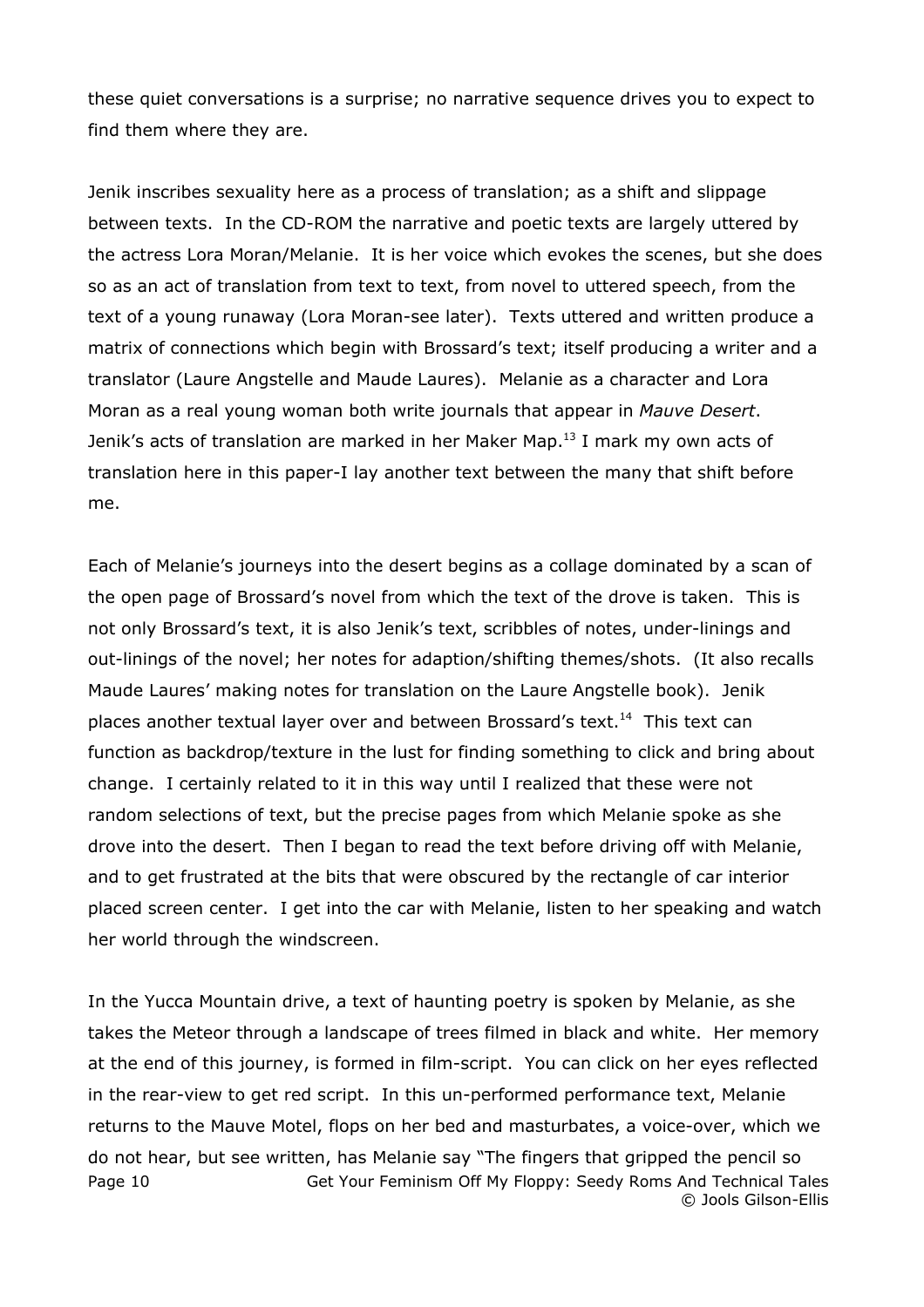these quiet conversations is a surprise; no narrative sequence drives you to expect to find them where they are.

Jenik inscribes sexuality here as a process of translation; as a shift and slippage between texts. In the CD-ROM the narrative and poetic texts are largely uttered by the actress Lora Moran/Melanie. It is her voice which evokes the scenes, but she does so as an act of translation from text to text, from novel to uttered speech, from the text of a young runaway (Lora Moran-see later). Texts uttered and written produce a matrix of connections which begin with Brossard's text; itself producing a writer and a translator (Laure Angstelle and Maude Laures). Melanie as a character and Lora Moran as a real young woman both write journals that appear in *Mauve Desert*. Jenik's acts of translation are marked in her Maker Map.[13] I mark my own acts of translation here in this paper-I lay another text between the many that shift before me.

Each of Melanie's journeys into the desert begins as a collage dominated by a scan of the open page of Brossard's novel from which the text of the drove is taken. This is not only Brossard's text, it is also Jenik's text, scribbles of notes, under-linings and out-linings of the novel; her notes for adaption/shifting themes/shots. (It also recalls Maude Laures' making notes for translation on the Laure Angstelle book). Jenik places another textual layer over and between Brossard's text.[14] This text can function as backdrop/texture in the lust for finding something to click and bring about change. I certainly related to it in this way until I realized that these were not random selections of text, but the precise pages from which Melanie spoke as she drove into the desert. Then I began to read the text before driving off with Melanie, and to get frustrated at the bits that were obscured by the rectangle of car interior placed screen center. I get into the car with Melanie, listen to her speaking and watch her world through the windscreen.

In the Yucca Mountain drive, a text of haunting poetry is spoken by Melanie, as she takes the Meteor through a landscape of trees filmed in black and white. Her memory at the end of this journey, is formed in film-script. You can click on her eyes reflected in the rear-view to get red script. In this un-performed performance text, Melanie returns to the Mauve Motel, flops on her bed and masturbates, a voice-over, which we do not hear, but see written, has Melanie say "The fingers that gripped the pencil so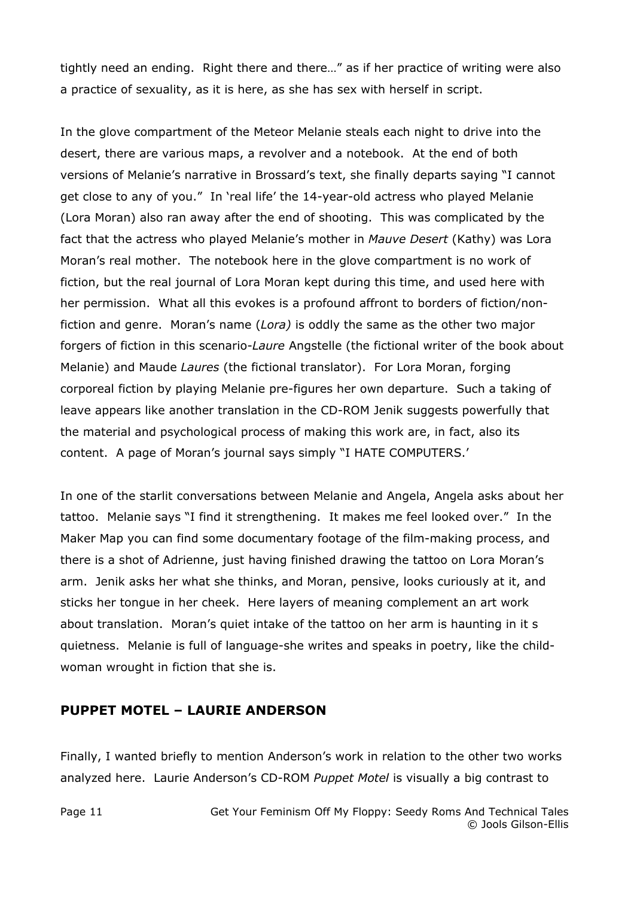tightly need an ending. Right there and there…" as if her practice of writing were also a practice of sexuality, as it is here, as she has sex with herself in script.

In the glove compartment of the Meteor Melanie steals each night to drive into the desert, there are various maps, a revolver and a notebook. At the end of both versions of Melanie's narrative in Brossard's text, she finally departs saying "I cannot get close to any of you." In 'real life' the 14-year-old actress who played Melanie (Lora Moran) also ran away after the end of shooting. This was complicated by the fact that the actress who played Melanie's mother in *Mauve Desert* (Kathy) was Lora Moran's real mother. The notebook here in the glove compartment is no work of fiction, but the real journal of Lora Moran kept during this time, and used here with her permission. What all this evokes is a profound affront to borders of fiction/non-fiction and genre. Moran's name (*Lora)* is oddly the same as the other two major forgers of fiction in this scenario-*Laure* Angstelle (the fictional writer of the book about Melanie) and Maude *Laures* (the fictional translator). For Lora Moran, forging corporeal fiction by playing Melanie pre-figures her own departure. Such a taking of leave appears like another translation in the CD-ROM Jenik suggests powerfully that the material and psychological process of making this work are, in fact, also its content. A page of Moran's journal says simply "I HATE COMPUTERS.'

In one of the starlit conversations between Melanie and Angela, Angela asks about her tattoo. Melanie says "I find it strengthening. It makes me feel looked over." In the Maker Map you can find some documentary footage of the film-making process, and there is a shot of Adrienne, just having finished drawing the tattoo on Lora Moran's arm. Jenik asks her what she thinks, and Moran, pensive, looks curiously at it, and sticks her tongue in her cheek. Here layers of meaning complement an art work about translation. Moran's quiet intake of the tattoo on her arm is haunting in it s quietness. Melanie is full of language-she writes and speaks in poetry, like the child-woman wrought in fiction that she is.

## PUPPET MOTEL – LAURIE ANDERSON

Finally, I wanted briefly to mention Anderson's work in relation to the other two works analyzed here. Laurie Anderson's CD-ROM *Puppet Motel* is visually a big contrast to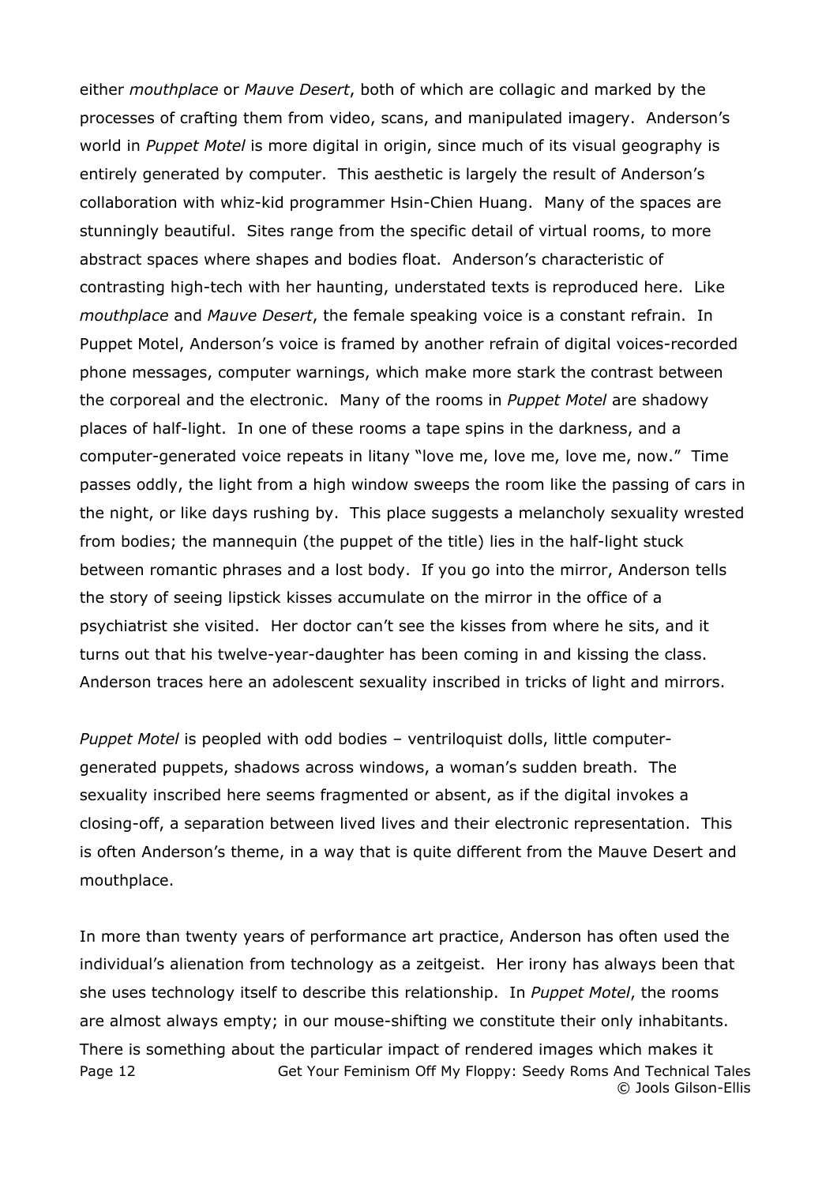either *mouthplace* or *Mauve Desert*, both of which are collagic and marked by the processes of crafting them from video, scans, and manipulated imagery. Anderson's world in *Puppet Motel* is more digital in origin, since much of its visual geography is entirely generated by computer. This aesthetic is largely the result of Anderson's collaboration with whiz-kid programmer Hsin-Chien Huang. Many of the spaces are stunningly beautiful. Sites range from the specific detail of virtual rooms, to more abstract spaces where shapes and bodies float. Anderson's characteristic of contrasting high-tech with her haunting, understated texts is reproduced here. Like *mouthplace* and *Mauve Desert*, the female speaking voice is a constant refrain. In Puppet Motel, Anderson's voice is framed by another refrain of digital voices-recorded phone messages, computer warnings, which make more stark the contrast between the corporeal and the electronic. Many of the rooms in *Puppet Motel* are shadowy places of half-light. In one of these rooms a tape spins in the darkness, and a computer-generated voice repeats in litany "love me, love me, love me, now." Time passes oddly, the light from a high window sweeps the room like the passing of cars in the night, or like days rushing by. This place suggests a melancholy sexuality wrested from bodies; the mannequin (the puppet of the title) lies in the half-light stuck between romantic phrases and a lost body. If you go into the mirror, Anderson tells the story of seeing lipstick kisses accumulate on the mirror in the office of a psychiatrist she visited. Her doctor can't see the kisses from where he sits, and it turns out that his twelve-year-daughter has been coming in and kissing the class. Anderson traces here an adolescent sexuality inscribed in tricks of light and mirrors.

*Puppet Motel* is peopled with odd bodies – ventriloquist dolls, little computer-generated puppets, shadows across windows, a woman's sudden breath. The sexuality inscribed here seems fragmented or absent, as if the digital invokes a closing-off, a separation between lived lives and their electronic representation. This is often Anderson's theme, in a way that is quite different from the Mauve Desert and mouthplace.

In more than twenty years of performance art practice, Anderson has often used the individual's alienation from technology as a zeitgeist. Her irony has always been that she uses technology itself to describe this relationship. In *Puppet Motel*, the rooms are almost always empty; in our mouse-shifting we constitute their only inhabitants. There is something about the particular impact of rendered images which makes it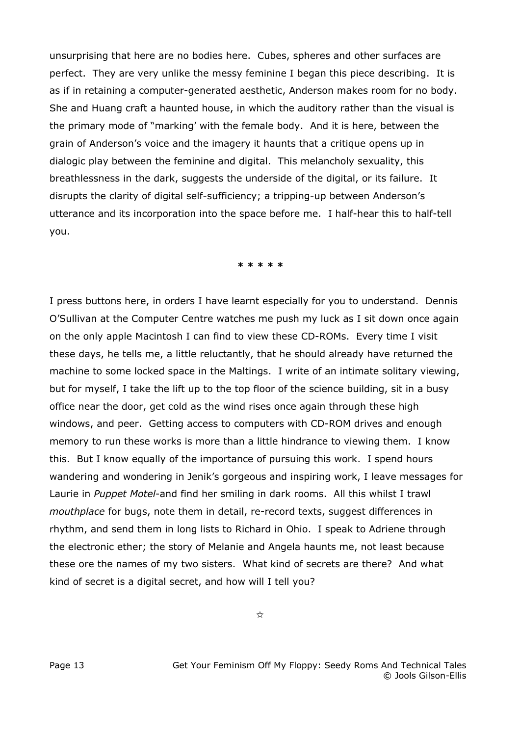unsurprising that here are no bodies here. Cubes, spheres and other surfaces are perfect. They are very unlike the messy feminine I began this piece describing. It is as if in retaining a computer-generated aesthetic, Anderson makes room for no body. She and Huang craft a haunted house, in which the auditory rather than the visual is the primary mode of "marking' with the female body. And it is here, between the grain of Anderson's voice and the imagery it haunts that a critique opens up in dialogic play between the feminine and digital. This melancholy sexuality, this breathlessness in the dark, suggests the underside of the digital, or its failure. It disrupts the clarity of digital self-sufficiency; a tripping-up between Anderson's utterance and its incorporation into the space before me. I half-hear this to half-tell you.

* * * * *

I press buttons here, in orders I have learnt especially for you to understand. Dennis O'Sullivan at the Computer Centre watches me push my luck as I sit down once again on the only apple Macintosh I can find to view these CD-ROMs. Every time I visit these days, he tells me, a little reluctantly, that he should already have returned the machine to some locked space in the Maltings. I write of an intimate solitary viewing, but for myself, I take the lift up to the top floor of the science building, sit in a busy office near the door, get cold as the wind rises once again through these high windows, and peer. Getting access to computers with CD-ROM drives and enough memory to run these works is more than a little hindrance to viewing them. I know this. But I know equally of the importance of pursuing this work. I spend hours wandering and wondering in Jenik's gorgeous and inspiring work, I leave messages for Laurie in *Puppet Motel*-and find her smiling in dark rooms. All this whilst I trawl *mouthplace* for bugs, note them in detail, re-record texts, suggest differences in rhythm, and send them in long lists to Richard in Ohio. I speak to Adriene through the electronic ether; the story of Melanie and Angela haunts me, not least because these ore the names of my two sisters. What kind of secrets are there? And what kind of secret is a digital secret, and how will I tell you?

☆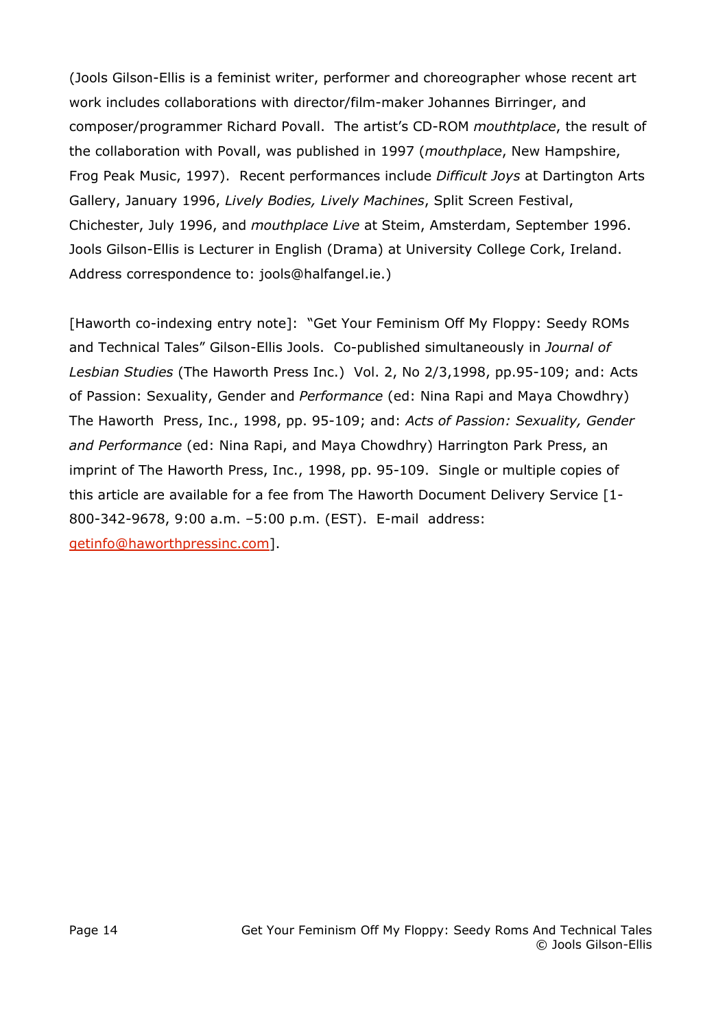(Jools Gilson-Ellis is a feminist writer, performer and choreographer whose recent art work includes collaborations with director/film-maker Johannes Birringer, and composer/programmer Richard Povall. The artist's CD-ROM *mouthtplace*, the result of the collaboration with Povall, was published in 1997 (*mouthplace*, New Hampshire, Frog Peak Music, 1997). Recent performances include *Difficult Joys* at Dartington Arts Gallery, January 1996, *Lively Bodies, Lively Machines*, Split Screen Festival, Chichester, July 1996, and *mouthplace Live* at Steim, Amsterdam, September 1996. Jools Gilson-Ellis is Lecturer in English (Drama) at University College Cork, Ireland. Address correspondence to: jools@halfangel.ie.)

[Haworth co-indexing entry note]: "Get Your Feminism Off My Floppy: Seedy ROMs and Technical Tales" Gilson-Ellis Jools. Co-published simultaneously in *Journal of Lesbian Studies* (The Haworth Press Inc.) Vol. 2, No 2/3,1998, pp.95-109; and: Acts of Passion: Sexuality, Gender and *Performance* (ed: Nina Rapi and Maya Chowdhry) The Haworth Press, Inc., 1998, pp. 95-109; and: *Acts of Passion: Sexuality, Gender and Performance* (ed: Nina Rapi, and Maya Chowdhry) Harrington Park Press, an imprint of The Haworth Press, Inc., 1998, pp. 95-109. Single or multiple copies of this article are available for a fee from The Haworth Document Delivery Service [1-800-342-9678, 9:00 a.m. –5:00 p.m. (EST). E-mail address: getinfo@haworthpressinc.com].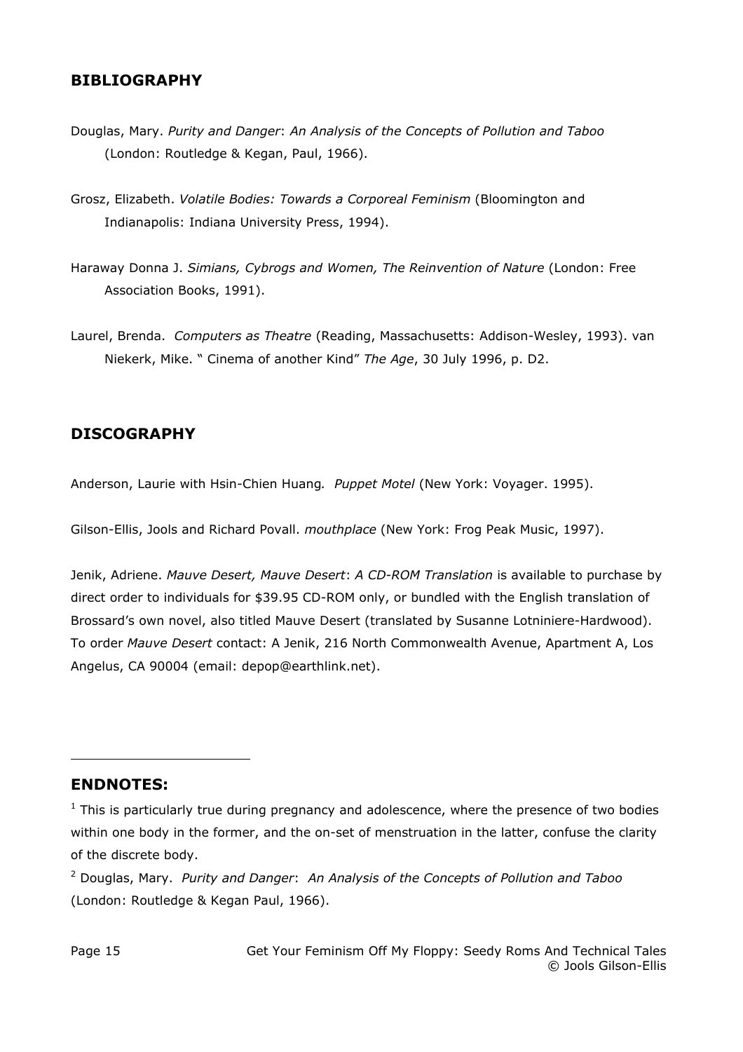## BIBLIOGRAPHY

Douglas, Mary. *Purity and Danger*: *An Analysis of the Concepts of Pollution and Taboo* (London: Routledge & Kegan, Paul, 1966).

Grosz, Elizabeth. *Volatile Bodies: Towards a Corporeal Feminism* (Bloomington and Indianapolis: Indiana University Press, 1994).

Haraway Donna J. *Simians, Cybrogs and Women, The Reinvention of Nature* (London: Free Association Books, 1991).

Laurel, Brenda. *Computers as Theatre* (Reading, Massachusetts: Addison-Wesley, 1993). van Niekerk, Mike. " Cinema of another Kind" *The Age*, 30 July 1996, p. D2.

## DISCOGRAPHY

Anderson, Laurie with Hsin-Chien Huang. *Puppet Motel* (New York: Voyager. 1995).

Gilson-Ellis, Jools and Richard Povall. *mouthplace* (New York: Frog Peak Music, 1997).

Jenik, Adriene. *Mauve Desert, Mauve Desert*: *A CD-ROM Translation* is available to purchase by direct order to individuals for $39.95 CD-ROM only, or bundled with the English translation of Brossard's own novel, also titled Mauve Desert (translated by Susanne Lotniniere-Hardwood). To order *Mauve Desert* contact: A Jenik, 216 North Commonwealth Avenue, Apartment A, Los Angelus, CA 90004 (email: depop@earthlink.net).

## ENDNOTES:

[1] This is particularly true during pregnancy and adolescence, where the presence of two bodies within one body in the former, and the on-set of menstruation in the latter, confuse the clarity of the discrete body.

[2] Douglas, Mary. *Purity and Danger*: *An Analysis of the Concepts of Pollution and Taboo* (London: Routledge & Kegan Paul, 1966).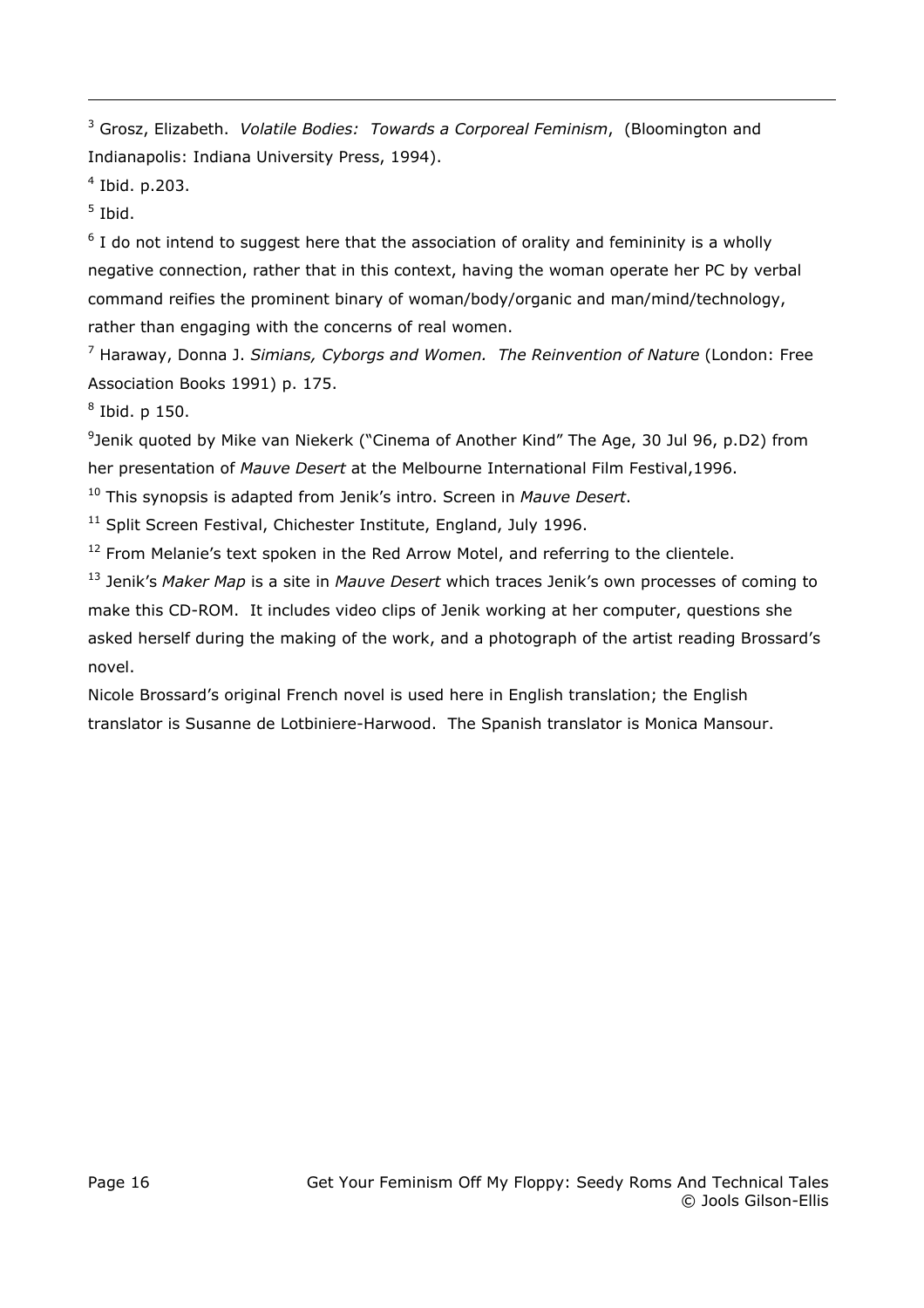[3] Grosz, Elizabeth. *Volatile Bodies: Towards a Corporeal Feminism*, (Bloomington and Indianapolis: Indiana University Press, 1994).

[4] Ibid. p.203.

[5] Ibid.

[6] I do not intend to suggest here that the association of orality and femininity is a wholly negative connection, rather that in this context, having the woman operate her PC by verbal command reifies the prominent binary of woman/body/organic and man/mind/technology, rather than engaging with the concerns of real women.

[7] Haraway, Donna J. *Simians, Cyborgs and Women. The Reinvention of Nature* (London: Free Association Books 1991) p. 175.

[8] Ibid. p 150.

[9] Jenik quoted by Mike van Niekerk ("Cinema of Another Kind" The Age, 30 Jul 96, p.D2) from her presentation of *Mauve Desert* at the Melbourne International Film Festival,1996.

[10] This synopsis is adapted from Jenik's intro. Screen in *Mauve Desert*.

[11] Split Screen Festival, Chichester Institute, England, July 1996.

[12] From Melanie's text spoken in the Red Arrow Motel, and referring to the clientele.

[13] Jenik's *Maker Map* is a site in *Mauve Desert* which traces Jenik's own processes of coming to make this CD-ROM. It includes video clips of Jenik working at her computer, questions she asked herself during the making of the work, and a photograph of the artist reading Brossard's novel.

Nicole Brossard's original French novel is used here in English translation; the English translator is Susanne de Lotbiniere-Harwood. The Spanish translator is Monica Mansour.